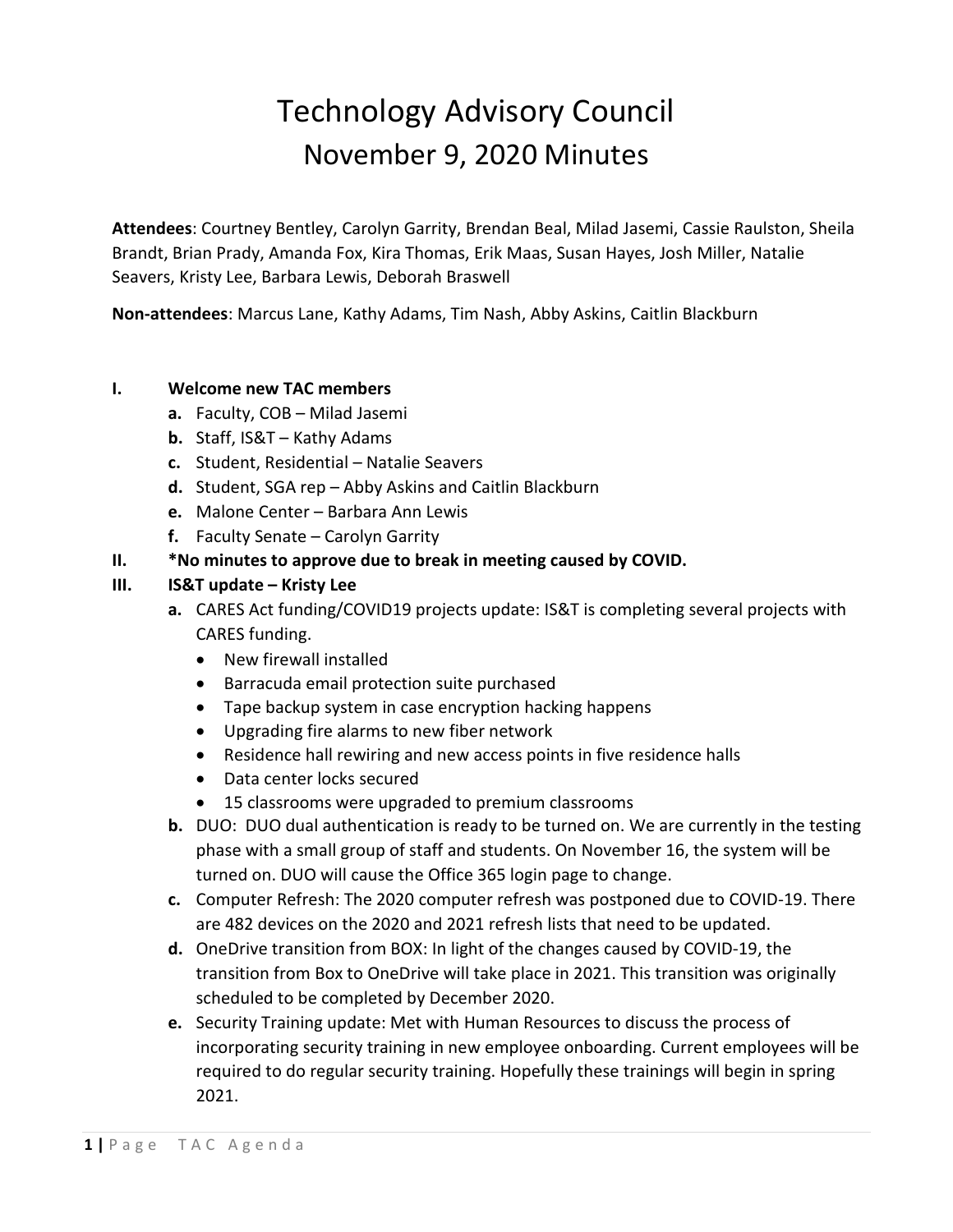# Technology Advisory Council
## November 9, 2020 Minutes

**Attendees**: Courtney Bentley, Carolyn Garrity, Brendan Beal, Milad Jasemi, Cassie Raulston, Sheila Brandt, Brian Prady, Amanda Fox, Kira Thomas, Erik Maas, Susan Hayes, Josh Miller, Natalie Seavers, Kristy Lee, Barbara Lewis, Deborah Braswell

**Non-attendees**: Marcus Lane, Kathy Adams, Tim Nash, Abby Askins, Caitlin Blackburn

I. **Welcome new TAC members**
   - **a.** Faculty, COB – Milad Jasemi
   - **b.** Staff, IS&T – Kathy Adams
   - **c.** Student, Residential – Natalie Seavers
   - **d.** Student, SGA rep – Abby Askins and Caitlin Blackburn
   - **e.** Malone Center – Barbara Ann Lewis
   - **f.** Faculty Senate – Carolyn Garrity

II. **\*No minutes to approve due to break in meeting caused by COVID.**

III. **IS&T update – Kristy Lee**
   - **a.** CARES Act funding/COVID19 projects update: IS&T is completing several projects with CARES funding.
     - New firewall installed
     - Barracuda email protection suite purchased
     - Tape backup system in case encryption hacking happens
     - Upgrading fire alarms to new fiber network
     - Residence hall rewiring and new access points in five residence halls
     - Data center locks secured
     - 15 classrooms were upgraded to premium classrooms
   - **b.** DUO: DUO dual authentication is ready to be turned on. We are currently in the testing phase with a small group of staff and students. On November 16, the system will be turned on. DUO will cause the Office 365 login page to change.
   - **c.** Computer Refresh: The 2020 computer refresh was postponed due to COVID-19. There are 482 devices on the 2020 and 2021 refresh lists that need to be updated.
   - **d.** OneDrive transition from BOX: In light of the changes caused by COVID-19, the transition from Box to OneDrive will take place in 2021. This transition was originally scheduled to be completed by December 2020.
   - **e.** Security Training update: Met with Human Resources to discuss the process of incorporating security training in new employee onboarding. Current employees will be required to do regular security training. Hopefully these trainings will begin in spring 2021.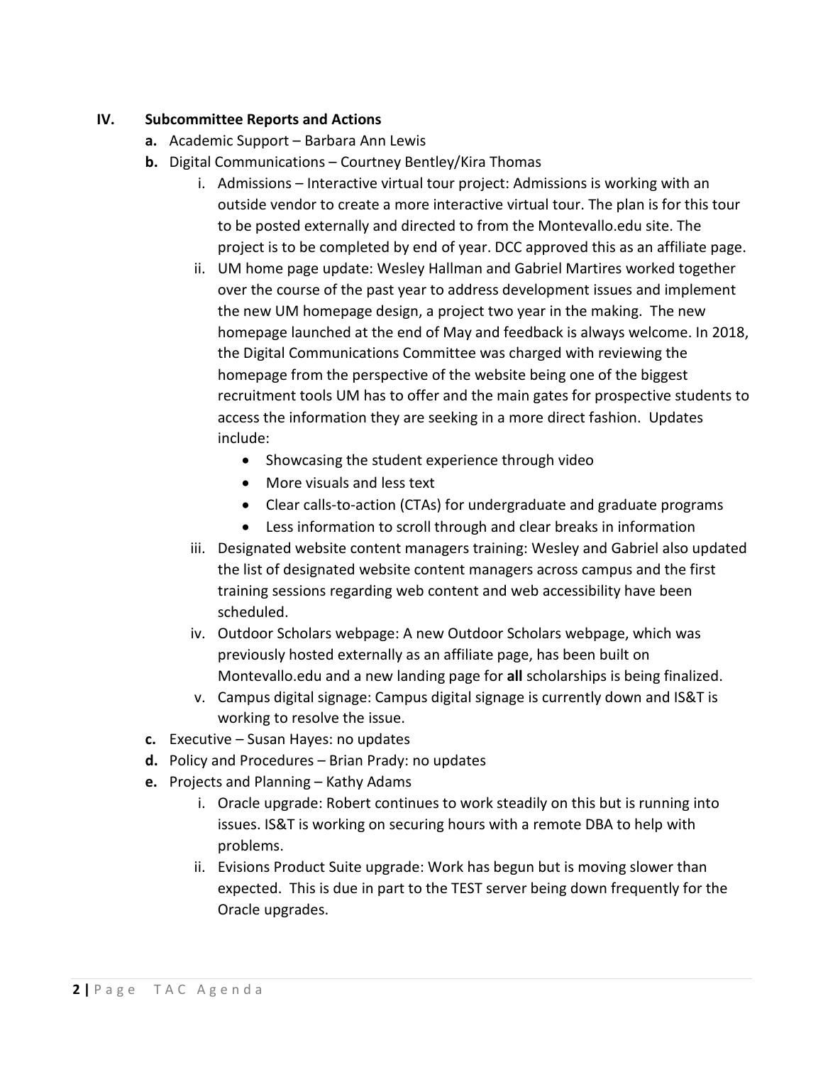## IV. Subcommittee Reports and Actions

- **a.** Academic Support – Barbara Ann Lewis
- **b.** Digital Communications – Courtney Bentley/Kira Thomas
  - i. Admissions – Interactive virtual tour project: Admissions is working with an outside vendor to create a more interactive virtual tour. The plan is for this tour to be posted externally and directed to from the Montevallo.edu site. The project is to be completed by end of year. DCC approved this as an affiliate page.
  - ii. UM home page update: Wesley Hallman and Gabriel Martires worked together over the course of the past year to address development issues and implement the new UM homepage design, a project two year in the making. The new homepage launched at the end of May and feedback is always welcome. In 2018, the Digital Communications Committee was charged with reviewing the homepage from the perspective of the website being one of the biggest recruitment tools UM has to offer and the main gates for prospective students to access the information they are seeking in a more direct fashion. Updates include:
    - Showcasing the student experience through video
    - More visuals and less text
    - Clear calls-to-action (CTAs) for undergraduate and graduate programs
    - Less information to scroll through and clear breaks in information
  - iii. Designated website content managers training: Wesley and Gabriel also updated the list of designated website content managers across campus and the first training sessions regarding web content and web accessibility have been scheduled.
  - iv. Outdoor Scholars webpage: A new Outdoor Scholars webpage, which was previously hosted externally as an affiliate page, has been built on Montevallo.edu and a new landing page for **all** scholarships is being finalized.
  - v. Campus digital signage: Campus digital signage is currently down and IS&T is working to resolve the issue.
- **c.** Executive – Susan Hayes: no updates
- **d.** Policy and Procedures – Brian Prady: no updates
- **e.** Projects and Planning – Kathy Adams
  - i. Oracle upgrade: Robert continues to work steadily on this but is running into issues. IS&T is working on securing hours with a remote DBA to help with problems.
  - ii. Evisions Product Suite upgrade: Work has begun but is moving slower than expected. This is due in part to the TEST server being down frequently for the Oracle upgrades.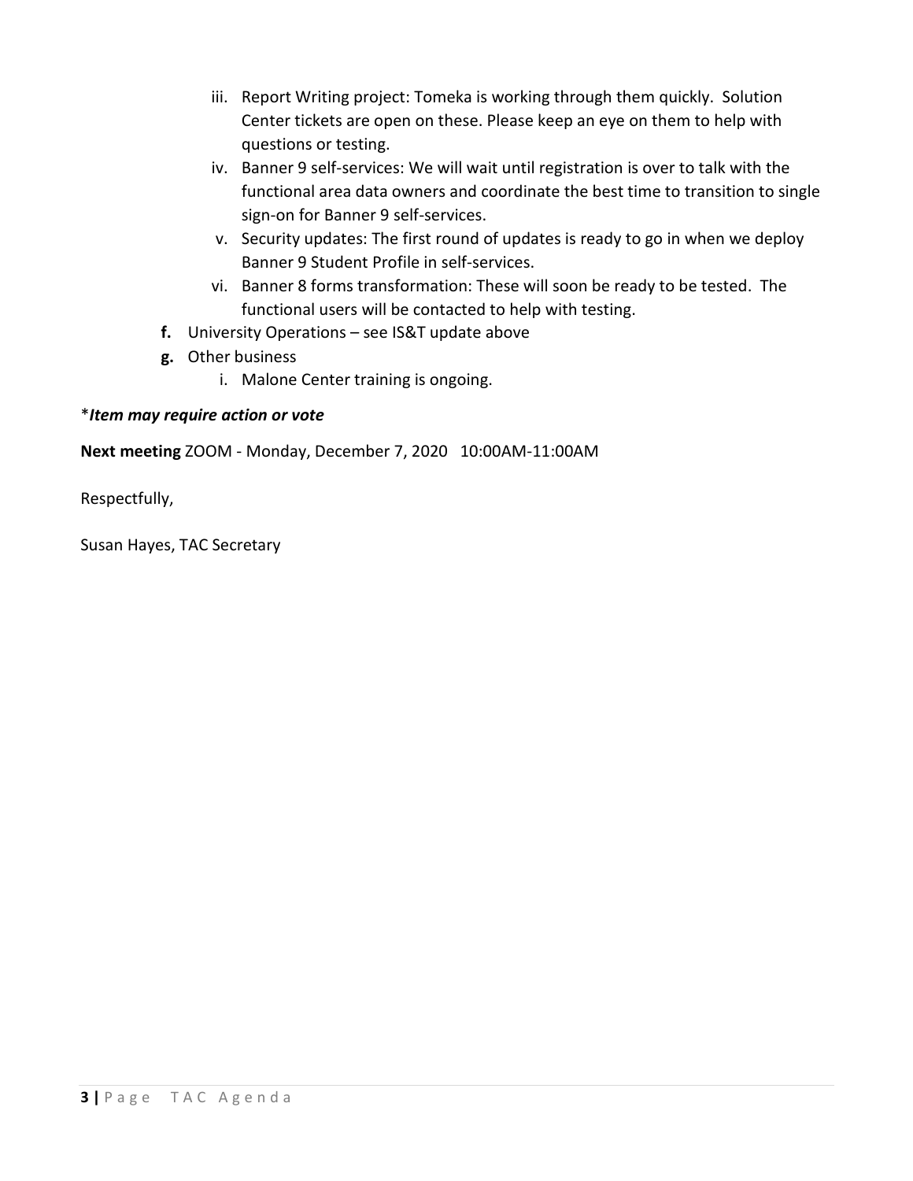iii. Report Writing project: Tomeka is working through them quickly. Solution Center tickets are open on these. Please keep an eye on them to help with questions or testing.
   iv. Banner 9 self-services: We will wait until registration is over to talk with the functional area data owners and coordinate the best time to transition to single sign-on for Banner 9 self-services.
   v. Security updates: The first round of updates is ready to go in when we deploy Banner 9 Student Profile in self-services.
   vi. Banner 8 forms transformation: These will soon be ready to be tested. The functional users will be contacted to help with testing.

**f.** University Operations – see IS&T update above

**g.** Other business

   i. Malone Center training is ongoing.

*\*Item may require action or vote*

**Next meeting** ZOOM - Monday, December 7, 2020 10:00AM-11:00AM

Respectfully,

Susan Hayes, TAC Secretary